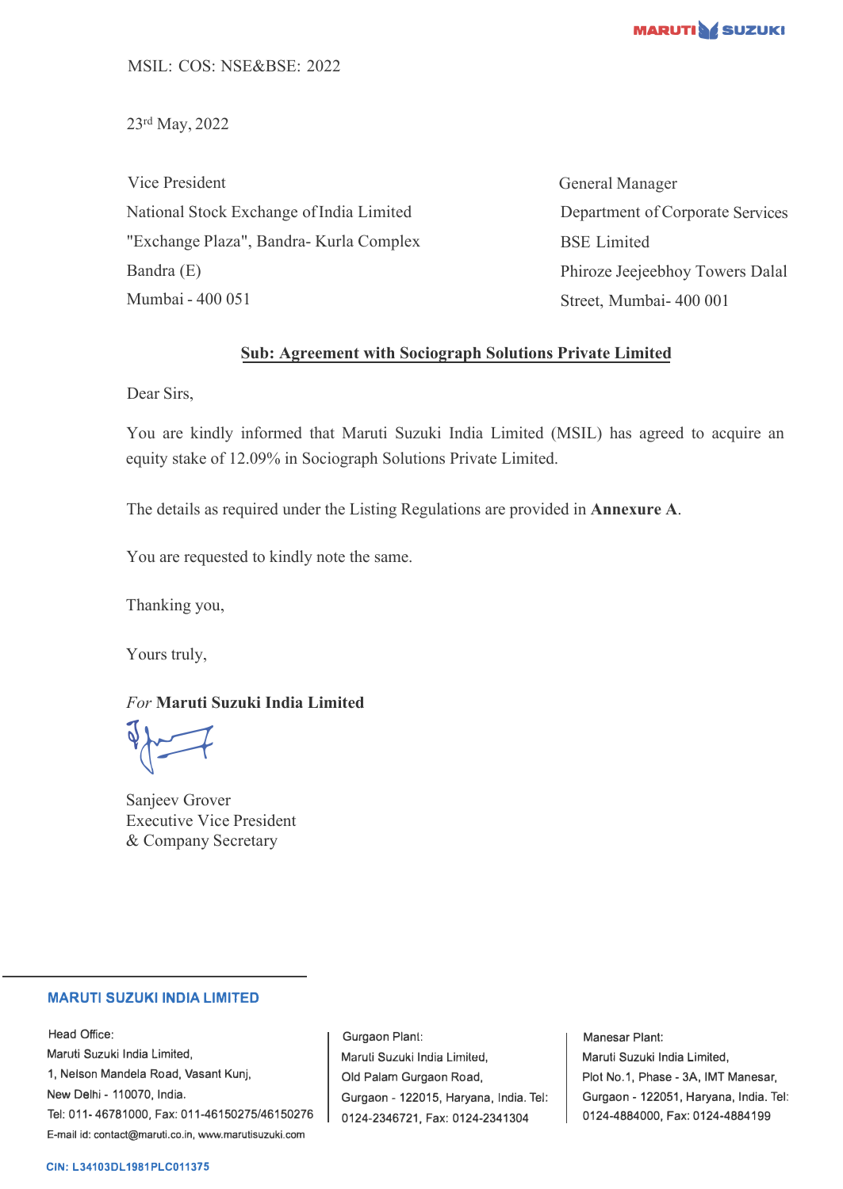MSIL: COS: NSE&BSE: 2022

23rd May, 2022

Vice President
National Stock Exchange of India Limited
"Exchange Plaza", Bandra- Kurla Complex
Bandra (E)
Mumbai - 400 051

General Manager
Department of Corporate Services
BSE Limited
Phiroze Jeejeebhoy Towers Dalal
Street, Mumbai- 400 001

**Sub: Agreement with Sociograph Solutions Private Limited**

Dear Sirs,

You are kindly informed that Maruti Suzuki India Limited (MSIL) has agreed to acquire an equity stake of 12.09% in Sociograph Solutions Private Limited.

The details as required under the Listing Regulations are provided in **Annexure A**.

You are requested to kindly note the same.

Thanking you,

Yours truly,

*For* **Maruti Suzuki India Limited**

Sanjeev Grover
Executive Vice President
& Company Secretary

**MARUTI SUZUKI INDIA LIMITED**

Head Office:
Maruti Suzuki India Limited,
1, Nelson Mandela Road, Vasant Kunj,
New Delhi - 110070, India.
Tel: 011- 46781000, Fax: 011-46150275/46150276
E-mail id: contact@maruti.co.in, www.marutisuzuki.com

Gurgaon Plant:
Maruti Suzuki India Limited,
Old Palam Gurgaon Road,
Gurgaon - 122015, Haryana, India. Tel: 0124-2346721, Fax: 0124-2341304

Manesar Plant:
Maruti Suzuki India Limited,
Plot No.1, Phase - 3A, IMT Manesar,
Gurgaon - 122051, Haryana, India. Tel: 0124-4884000, Fax: 0124-4884199

CIN: L34103DL1981PLC011375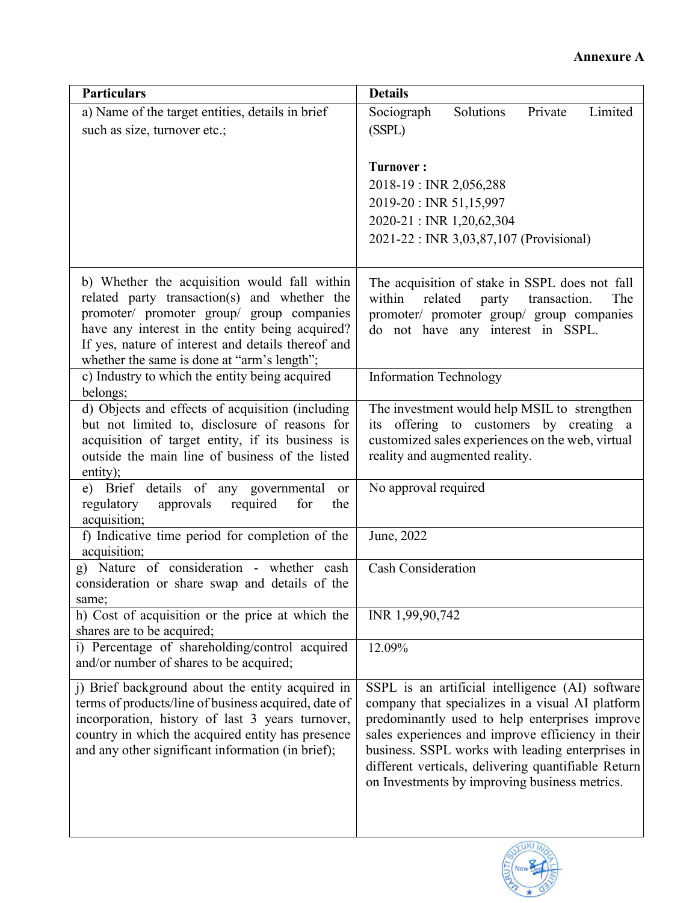**Annexure A**

| Particulars | Details |
|---|---|
| a) Name of the target entities, details in brief such as size, turnover etc.; | Sociograph Solutions Private Limited (SSPL)<br><br>**Turnover :**<br>2018-19 : INR 2,056,288<br>2019-20 : INR 51,15,997<br>2020-21 : INR 1,20,62,304<br>2021-22 : INR 3,03,87,107 (Provisional) |
| b) Whether the acquisition would fall within related party transaction(s) and whether the promoter/ promoter group/ group companies have any interest in the entity being acquired? If yes, nature of interest and details thereof and whether the same is done at "arm's length"; | The acquisition of stake in SSPL does not fall within related party transaction. The promoter/ promoter group/ group companies do not have any interest in SSPL. |
| c) Industry to which the entity being acquired belongs; | Information Technology |
| d) Objects and effects of acquisition (including but not limited to, disclosure of reasons for acquisition of target entity, if its business is outside the main line of business of the listed entity); | The investment would help MSIL to strengthen its offering to customers by creating a customized sales experiences on the web, virtual reality and augmented reality. |
| e) Brief details of any governmental or regulatory approvals required for the acquisition; | No approval required |
| f) Indicative time period for completion of the acquisition; | June, 2022 |
| g) Nature of consideration - whether cash consideration or share swap and details of the same; | Cash Consideration |
| h) Cost of acquisition or the price at which the shares are to be acquired; | INR 1,99,90,742 |
| i) Percentage of shareholding/control acquired and/or number of shares to be acquired; | 12.09% |
| j) Brief background about the entity acquired in terms of products/line of business acquired, date of incorporation, history of last 3 years turnover, country in which the acquired entity has presence and any other significant information (in brief); | SSPL is an artificial intelligence (AI) software company that specializes in a visual AI platform predominantly used to help enterprises improve sales experiences and improve efficiency in their business. SSPL works with leading enterprises in different verticals, delivering quantifiable Return on Investments by improving business metrics. |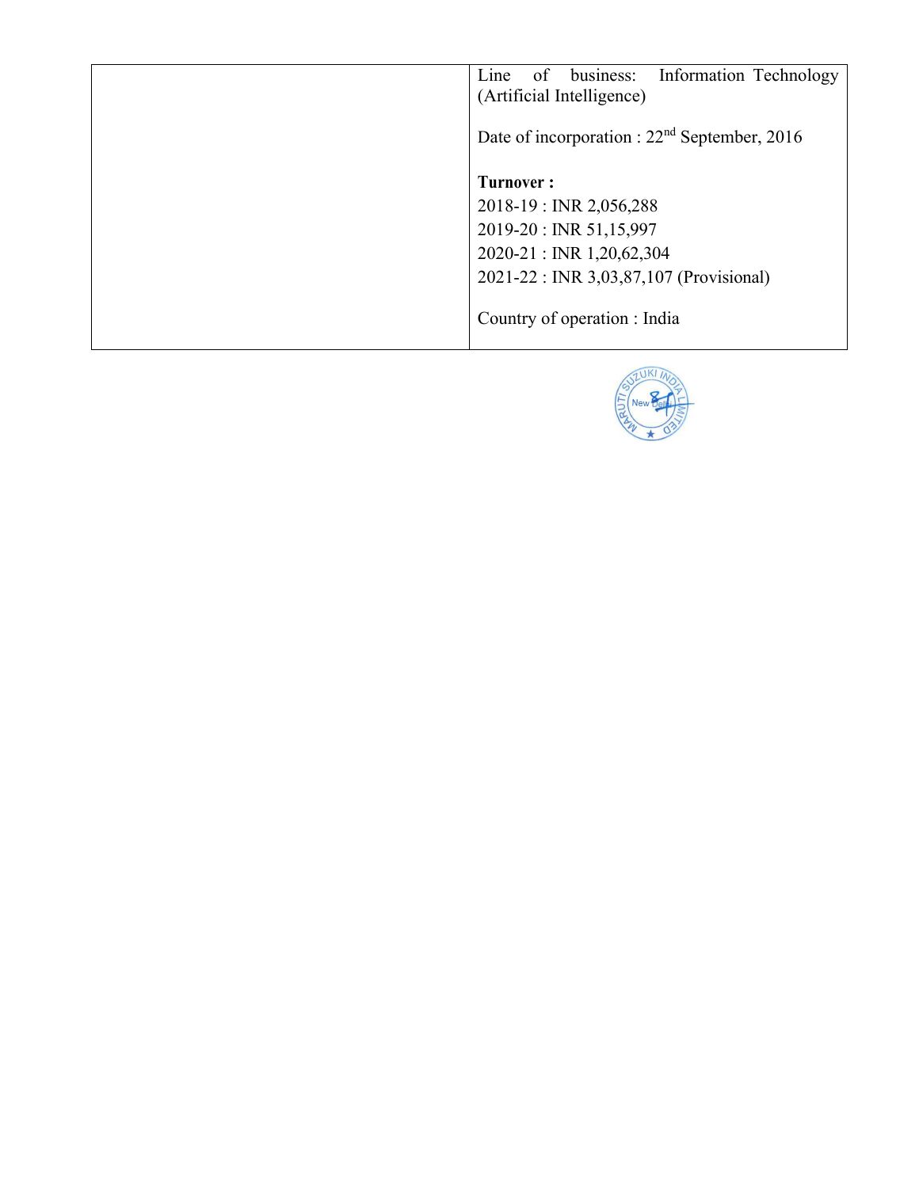| | |
|---|---|
| | Line of business: Information Technology (Artificial Intelligence)<br><br>Date of incorporation : 22nd September, 2016<br><br>**Turnover :**<br>2018-19 : INR 2,056,288<br>2019-20 : INR 51,15,997<br>2020-21 : INR 1,20,62,304<br>2021-22 : INR 3,03,87,107 (Provisional)<br><br>Country of operation : India |